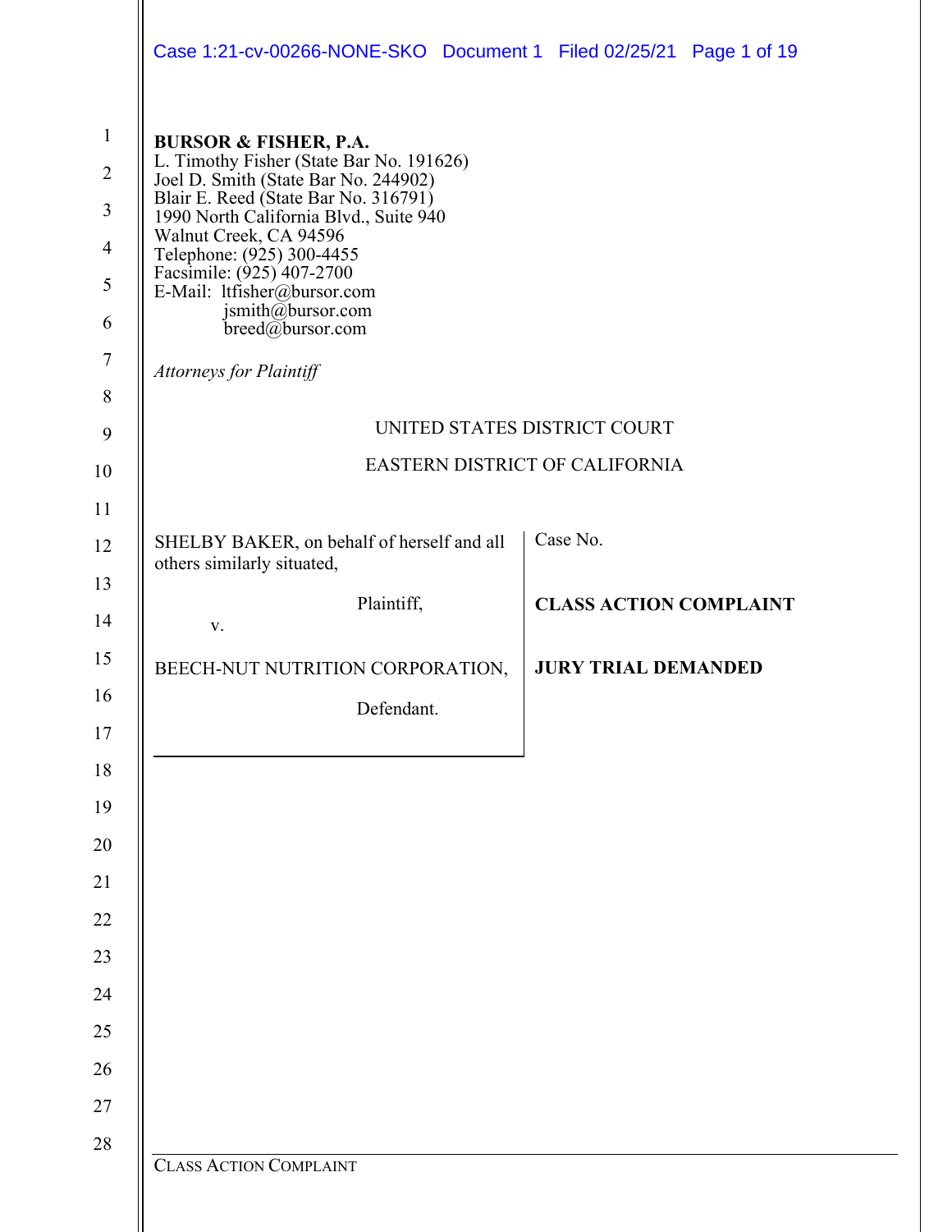**BURSOR & FISHER, P.A.**
L. Timothy Fisher (State Bar No. 191626)
Joel D. Smith (State Bar No. 244902)
Blair E. Reed (State Bar No. 316791)
1990 North California Blvd., Suite 940
Walnut Creek, CA 94596
Telephone: (925) 300-4455
Facsimile: (925) 407-2700
E-Mail: ltfisher@bursor.com
jsmith@bursor.com
breed@bursor.com

*Attorneys for Plaintiff*

UNITED STATES DISTRICT COURT

EASTERN DISTRICT OF CALIFORNIA

| | |
|---|---|
| SHELBY BAKER, on behalf of herself and all others similarly situated,<br><br>Plaintiff,<br><br>v.<br><br>BEECH-NUT NUTRITION CORPORATION,<br><br>Defendant. | Case No.<br><br>**CLASS ACTION COMPLAINT**<br><br>**JURY TRIAL DEMANDED** |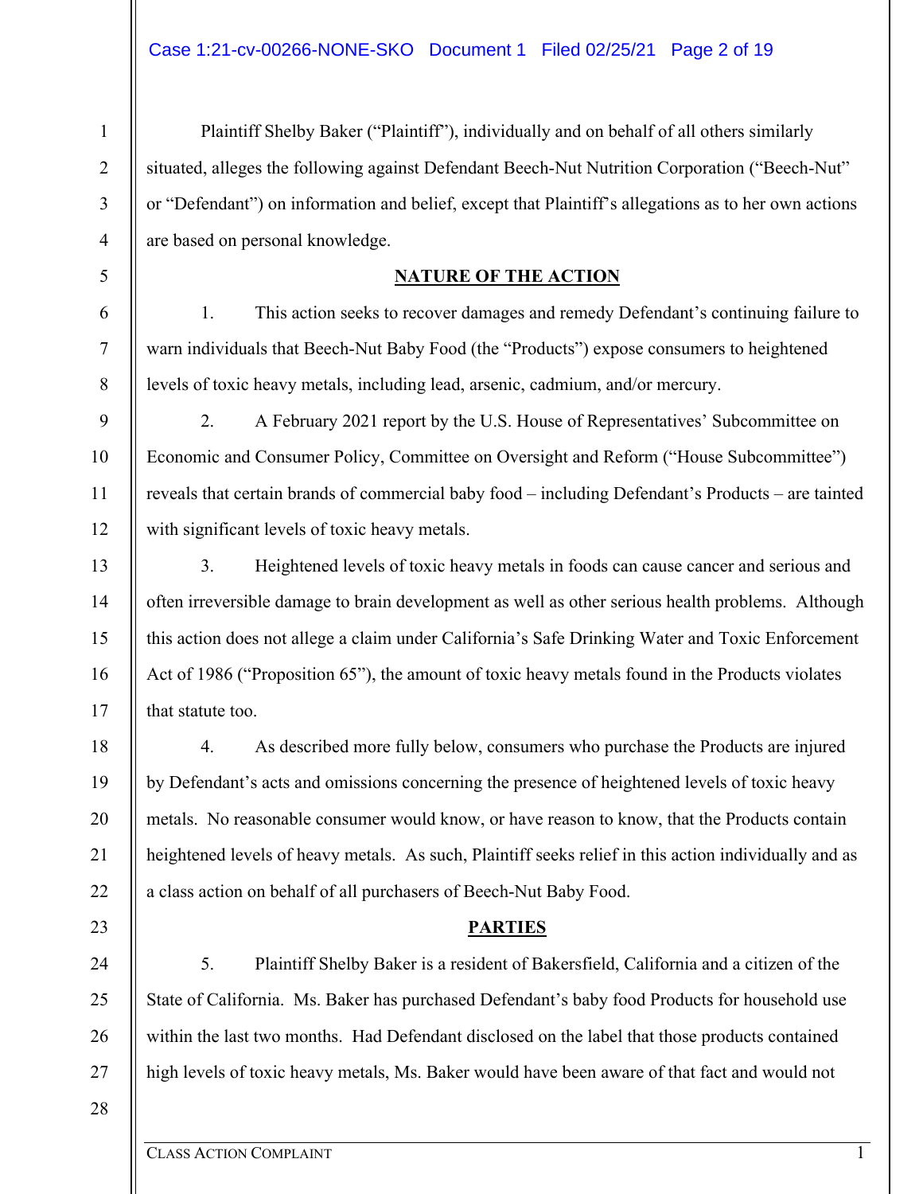Plaintiff Shelby Baker ("Plaintiff"), individually and on behalf of all others similarly situated, alleges the following against Defendant Beech-Nut Nutrition Corporation ("Beech-Nut" or "Defendant") on information and belief, except that Plaintiff's allegations as to her own actions are based on personal knowledge.

## NATURE OF THE ACTION

1. This action seeks to recover damages and remedy Defendant's continuing failure to warn individuals that Beech-Nut Baby Food (the "Products") expose consumers to heightened levels of toxic heavy metals, including lead, arsenic, cadmium, and/or mercury.

2. A February 2021 report by the U.S. House of Representatives' Subcommittee on Economic and Consumer Policy, Committee on Oversight and Reform ("House Subcommittee") reveals that certain brands of commercial baby food – including Defendant's Products – are tainted with significant levels of toxic heavy metals.

3. Heightened levels of toxic heavy metals in foods can cause cancer and serious and often irreversible damage to brain development as well as other serious health problems. Although this action does not allege a claim under California's Safe Drinking Water and Toxic Enforcement Act of 1986 ("Proposition 65"), the amount of toxic heavy metals found in the Products violates that statute too.

4. As described more fully below, consumers who purchase the Products are injured by Defendant's acts and omissions concerning the presence of heightened levels of toxic heavy metals. No reasonable consumer would know, or have reason to know, that the Products contain heightened levels of heavy metals. As such, Plaintiff seeks relief in this action individually and as a class action on behalf of all purchasers of Beech-Nut Baby Food.

## PARTIES

5. Plaintiff Shelby Baker is a resident of Bakersfield, California and a citizen of the State of California. Ms. Baker has purchased Defendant's baby food Products for household use within the last two months. Had Defendant disclosed on the label that those products contained high levels of toxic heavy metals, Ms. Baker would have been aware of that fact and would not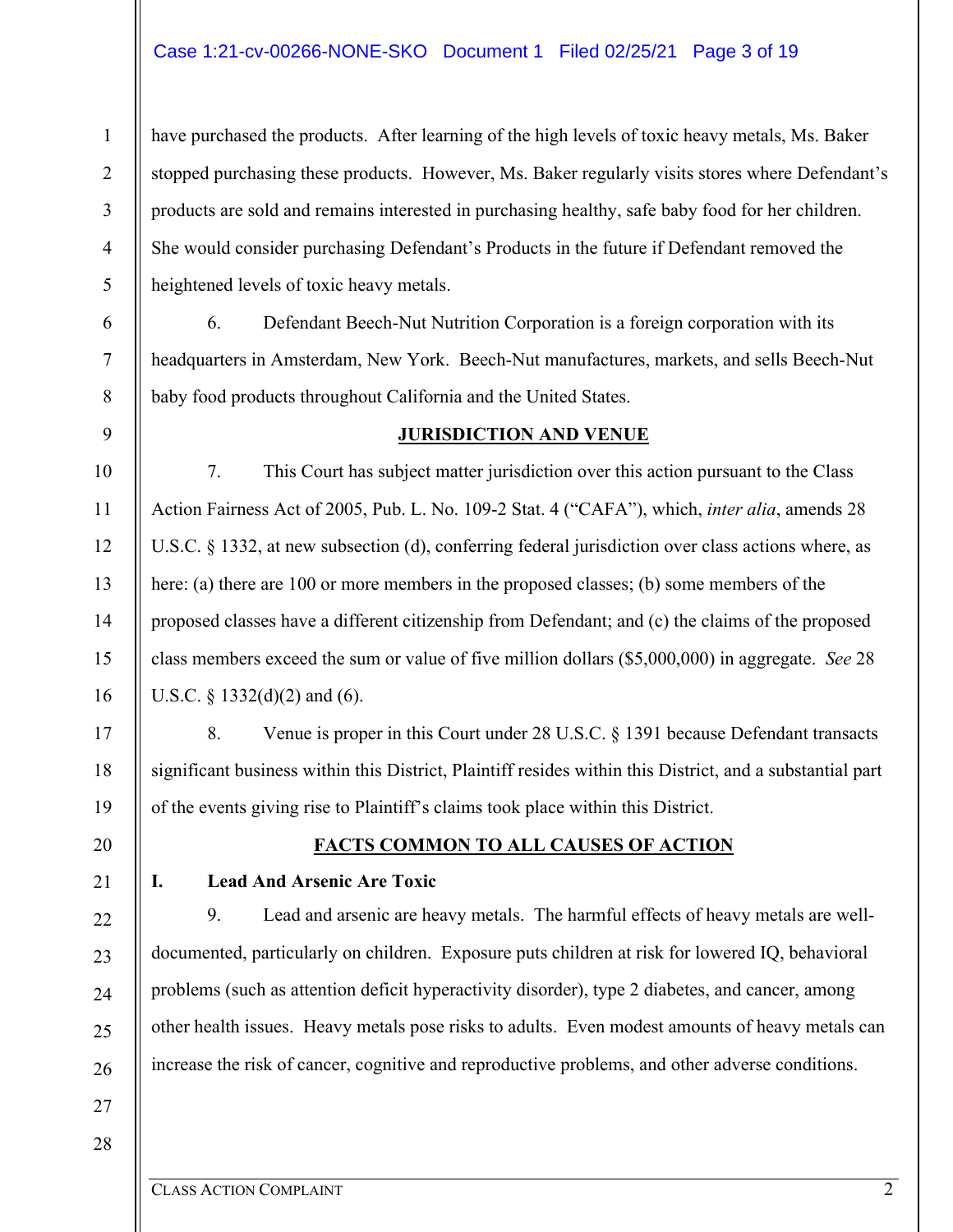have purchased the products. After learning of the high levels of toxic heavy metals, Ms. Baker stopped purchasing these products. However, Ms. Baker regularly visits stores where Defendant's products are sold and remains interested in purchasing healthy, safe baby food for her children. She would consider purchasing Defendant's Products in the future if Defendant removed the heightened levels of toxic heavy metals.

6. Defendant Beech-Nut Nutrition Corporation is a foreign corporation with its headquarters in Amsterdam, New York. Beech-Nut manufactures, markets, and sells Beech-Nut baby food products throughout California and the United States.

## JURISDICTION AND VENUE

7. This Court has subject matter jurisdiction over this action pursuant to the Class Action Fairness Act of 2005, Pub. L. No. 109-2 Stat. 4 ("CAFA"), which, *inter alia*, amends 28 U.S.C. § 1332, at new subsection (d), conferring federal jurisdiction over class actions where, as here: (a) there are 100 or more members in the proposed classes; (b) some members of the proposed classes have a different citizenship from Defendant; and (c) the claims of the proposed class members exceed the sum or value of five million dollars ($5,000,000) in aggregate. *See* 28 U.S.C. § 1332(d)(2) and (6).

8. Venue is proper in this Court under 28 U.S.C. § 1391 because Defendant transacts significant business within this District, Plaintiff resides within this District, and a substantial part of the events giving rise to Plaintiff's claims took place within this District.

## FACTS COMMON TO ALL CAUSES OF ACTION

### I. Lead And Arsenic Are Toxic

9. Lead and arsenic are heavy metals. The harmful effects of heavy metals are well-documented, particularly on children. Exposure puts children at risk for lowered IQ, behavioral problems (such as attention deficit hyperactivity disorder), type 2 diabetes, and cancer, among other health issues. Heavy metals pose risks to adults. Even modest amounts of heavy metals can increase the risk of cancer, cognitive and reproductive problems, and other adverse conditions.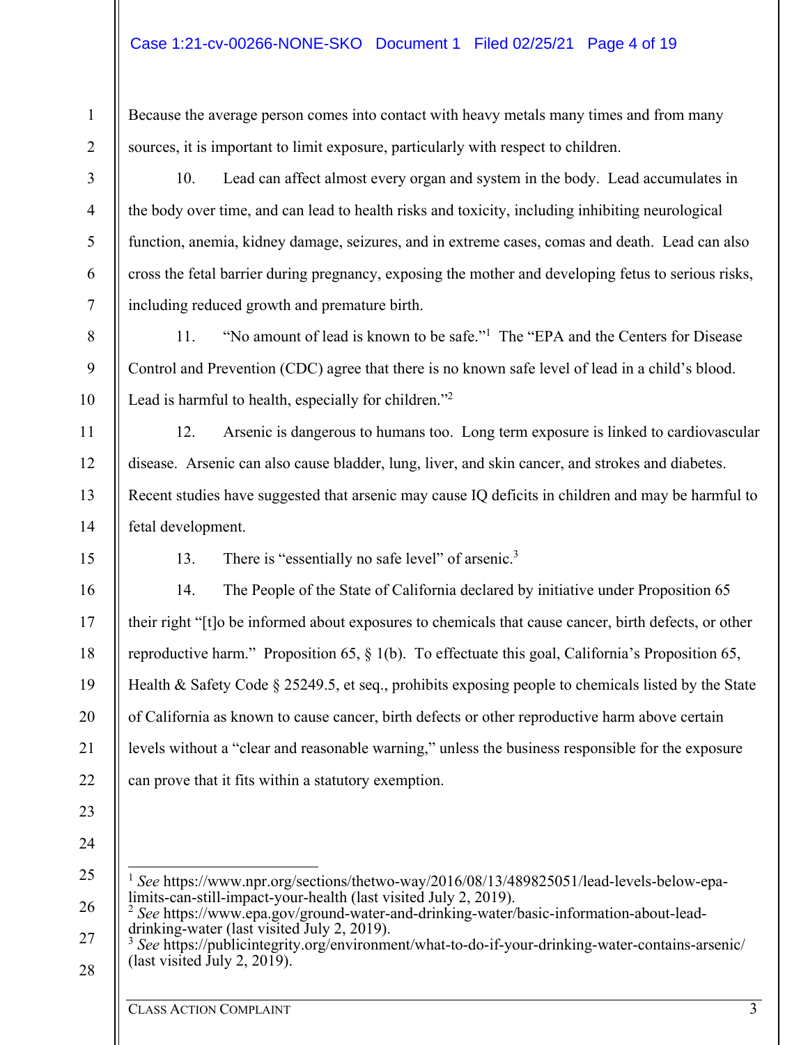Because the average person comes into contact with heavy metals many times and from many sources, it is important to limit exposure, particularly with respect to children.

10. Lead can affect almost every organ and system in the body. Lead accumulates in the body over time, and can lead to health risks and toxicity, including inhibiting neurological function, anemia, kidney damage, seizures, and in extreme cases, comas and death. Lead can also cross the fetal barrier during pregnancy, exposing the mother and developing fetus to serious risks, including reduced growth and premature birth.

11. "No amount of lead is known to be safe."[1] The "EPA and the Centers for Disease Control and Prevention (CDC) agree that there is no known safe level of lead in a child's blood. Lead is harmful to health, especially for children."[2]

12. Arsenic is dangerous to humans too. Long term exposure is linked to cardiovascular disease. Arsenic can also cause bladder, lung, liver, and skin cancer, and strokes and diabetes. Recent studies have suggested that arsenic may cause IQ deficits in children and may be harmful to fetal development.

13. There is "essentially no safe level" of arsenic.[3]

14. The People of the State of California declared by initiative under Proposition 65 their right "[t]o be informed about exposures to chemicals that cause cancer, birth defects, or other reproductive harm." Proposition 65, § 1(b). To effectuate this goal, California's Proposition 65, Health & Safety Code § 25249.5, et seq., prohibits exposing people to chemicals listed by the State of California as known to cause cancer, birth defects or other reproductive harm above certain levels without a "clear and reasonable warning," unless the business responsible for the exposure can prove that it fits within a statutory exemption.

---

[1] *See* https://www.npr.org/sections/thetwo-way/2016/08/13/489825051/lead-levels-below-epa-limits-can-still-impact-your-health (last visited July 2, 2019).

[2] *See* https://www.epa.gov/ground-water-and-drinking-water/basic-information-about-lead-drinking-water (last visited July 2, 2019).

[3] *See* https://publicintegrity.org/environment/what-to-do-if-your-drinking-water-contains-arsenic/ (last visited July 2, 2019).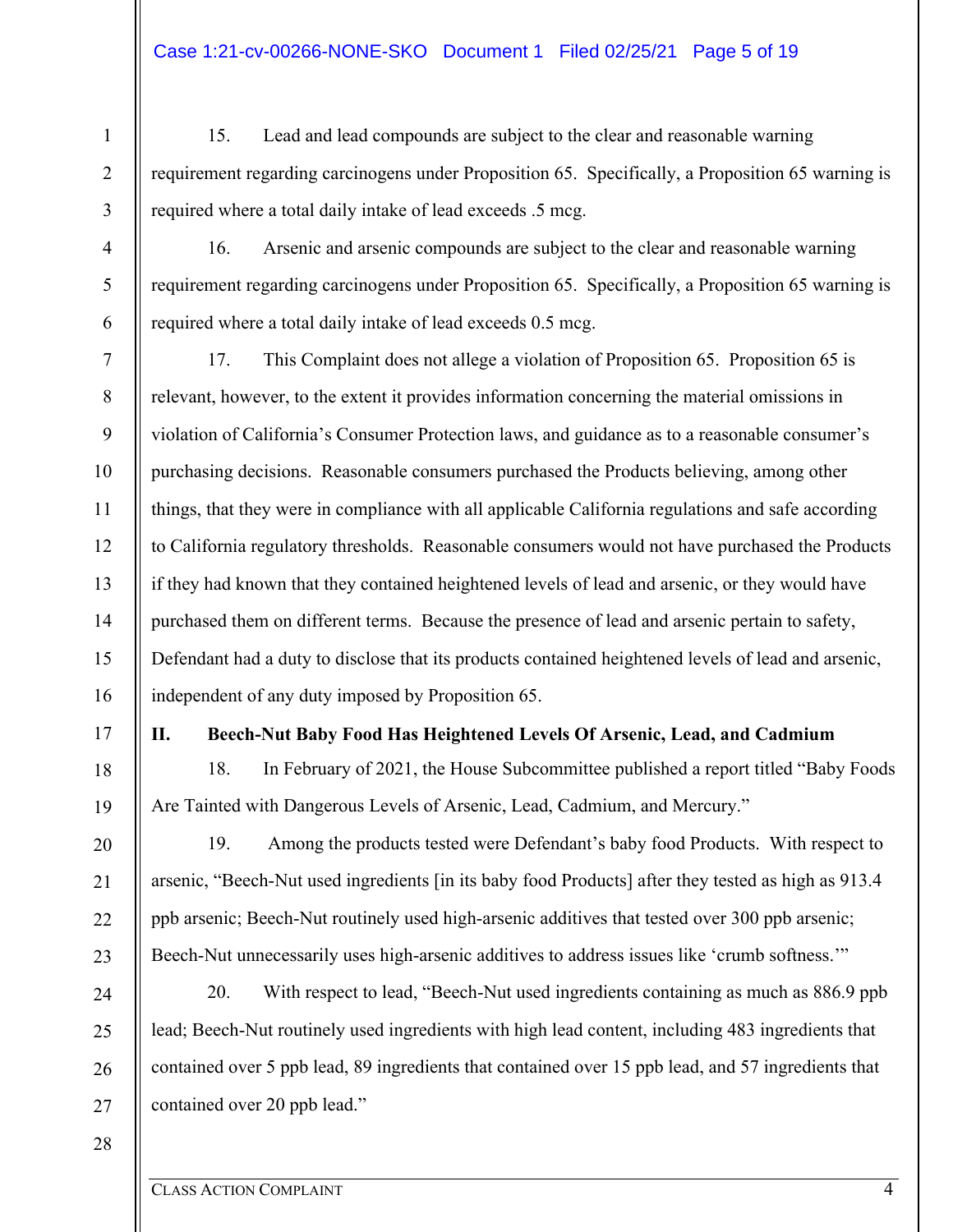15. Lead and lead compounds are subject to the clear and reasonable warning requirement regarding carcinogens under Proposition 65. Specifically, a Proposition 65 warning is required where a total daily intake of lead exceeds .5 mcg.

16. Arsenic and arsenic compounds are subject to the clear and reasonable warning requirement regarding carcinogens under Proposition 65. Specifically, a Proposition 65 warning is required where a total daily intake of lead exceeds 0.5 mcg.

17. This Complaint does not allege a violation of Proposition 65. Proposition 65 is relevant, however, to the extent it provides information concerning the material omissions in violation of California's Consumer Protection laws, and guidance as to a reasonable consumer's purchasing decisions. Reasonable consumers purchased the Products believing, among other things, that they were in compliance with all applicable California regulations and safe according to California regulatory thresholds. Reasonable consumers would not have purchased the Products if they had known that they contained heightened levels of lead and arsenic, or they would have purchased them on different terms. Because the presence of lead and arsenic pertain to safety, Defendant had a duty to disclose that its products contained heightened levels of lead and arsenic, independent of any duty imposed by Proposition 65.

## II. Beech-Nut Baby Food Has Heightened Levels Of Arsenic, Lead, and Cadmium

18. In February of 2021, the House Subcommittee published a report titled "Baby Foods Are Tainted with Dangerous Levels of Arsenic, Lead, Cadmium, and Mercury."

19. Among the products tested were Defendant's baby food Products. With respect to arsenic, "Beech-Nut used ingredients [in its baby food Products] after they tested as high as 913.4 ppb arsenic; Beech-Nut routinely used high-arsenic additives that tested over 300 ppb arsenic; Beech-Nut unnecessarily uses high-arsenic additives to address issues like 'crumb softness.'"

20. With respect to lead, "Beech-Nut used ingredients containing as much as 886.9 ppb lead; Beech-Nut routinely used ingredients with high lead content, including 483 ingredients that contained over 5 ppb lead, 89 ingredients that contained over 15 ppb lead, and 57 ingredients that contained over 20 ppb lead."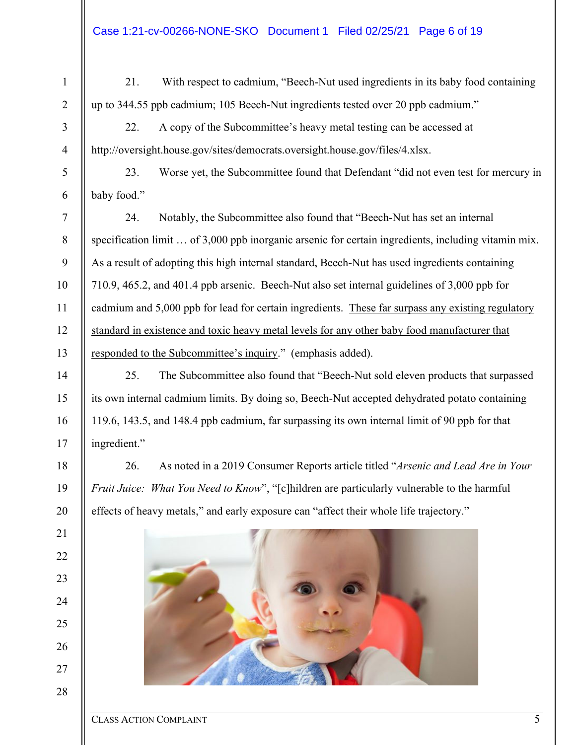21. With respect to cadmium, "Beech-Nut used ingredients in its baby food containing up to 344.55 ppb cadmium; 105 Beech-Nut ingredients tested over 20 ppb cadmium."

22. A copy of the Subcommittee's heavy metal testing can be accessed at http://oversight.house.gov/sites/democrats.oversight.house.gov/files/4.xlsx.

23. Worse yet, the Subcommittee found that Defendant "did not even test for mercury in baby food."

24. Notably, the Subcommittee also found that "Beech-Nut has set an internal specification limit … of 3,000 ppb inorganic arsenic for certain ingredients, including vitamin mix. As a result of adopting this high internal standard, Beech-Nut has used ingredients containing 710.9, 465.2, and 401.4 ppb arsenic. Beech-Nut also set internal guidelines of 3,000 ppb for cadmium and 5,000 ppb for lead for certain ingredients. <u>These far surpass any existing regulatory standard in existence and toxic heavy metal levels for any other baby food manufacturer that responded to the Subcommittee's inquiry</u>." (emphasis added).

25. The Subcommittee also found that "Beech-Nut sold eleven products that surpassed its own internal cadmium limits. By doing so, Beech-Nut accepted dehydrated potato containing 119.6, 143.5, and 148.4 ppb cadmium, far surpassing its own internal limit of 90 ppb for that ingredient."

26. As noted in a 2019 Consumer Reports article titled "*Arsenic and Lead Are in Your Fruit Juice: What You Need to Know*", "[c]hildren are particularly vulnerable to the harmful effects of heavy metals," and early exposure can "affect their whole life trajectory."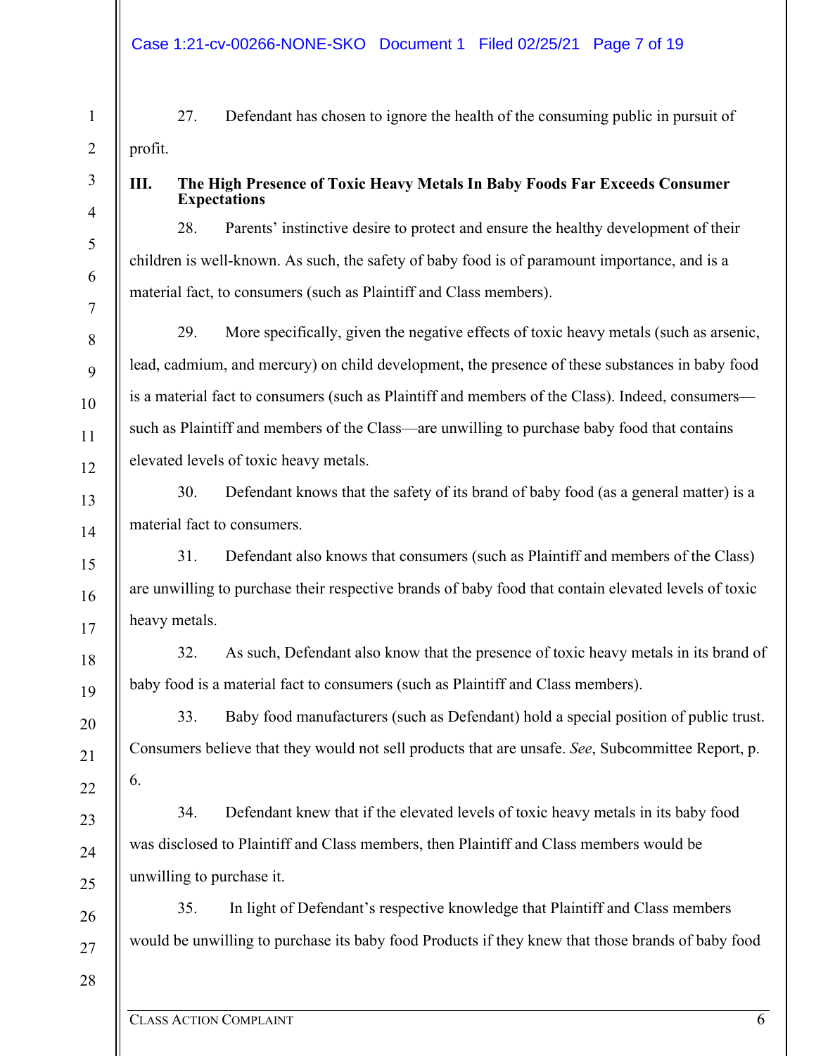27. Defendant has chosen to ignore the health of the consuming public in pursuit of profit.

### III. The High Presence of Toxic Heavy Metals In Baby Foods Far Exceeds Consumer Expectations

28. Parents' instinctive desire to protect and ensure the healthy development of their children is well-known. As such, the safety of baby food is of paramount importance, and is a material fact, to consumers (such as Plaintiff and Class members).

29. More specifically, given the negative effects of toxic heavy metals (such as arsenic, lead, cadmium, and mercury) on child development, the presence of these substances in baby food is a material fact to consumers (such as Plaintiff and members of the Class). Indeed, consumers—such as Plaintiff and members of the Class—are unwilling to purchase baby food that contains elevated levels of toxic heavy metals.

30. Defendant knows that the safety of its brand of baby food (as a general matter) is a material fact to consumers.

31. Defendant also knows that consumers (such as Plaintiff and members of the Class) are unwilling to purchase their respective brands of baby food that contain elevated levels of toxic heavy metals.

32. As such, Defendant also know that the presence of toxic heavy metals in its brand of baby food is a material fact to consumers (such as Plaintiff and Class members).

33. Baby food manufacturers (such as Defendant) hold a special position of public trust. Consumers believe that they would not sell products that are unsafe. *See*, Subcommittee Report, p. 6.

34. Defendant knew that if the elevated levels of toxic heavy metals in its baby food was disclosed to Plaintiff and Class members, then Plaintiff and Class members would be unwilling to purchase it.

35. In light of Defendant's respective knowledge that Plaintiff and Class members would be unwilling to purchase its baby food Products if they knew that those brands of baby food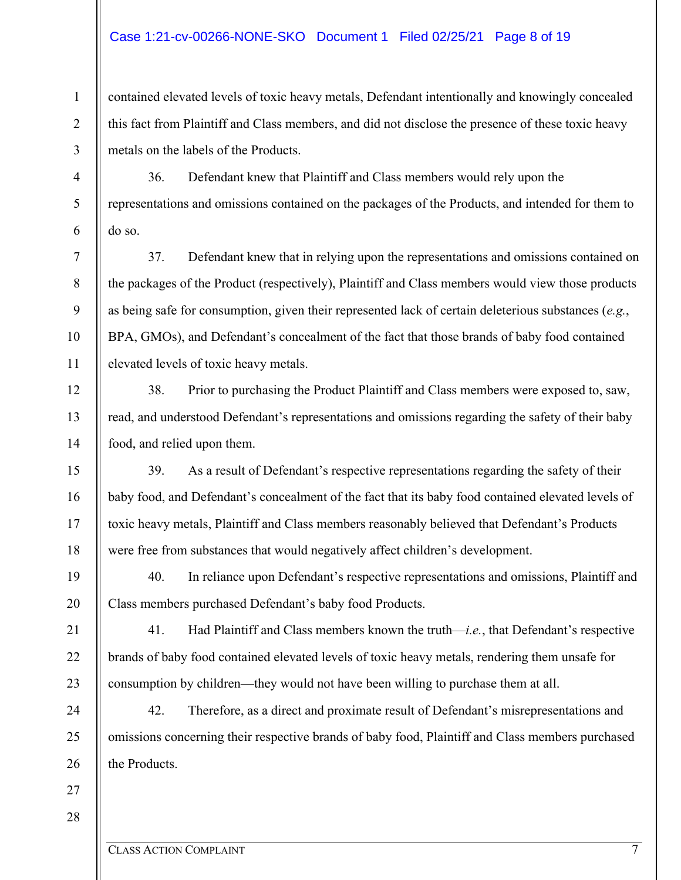contained elevated levels of toxic heavy metals, Defendant intentionally and knowingly concealed this fact from Plaintiff and Class members, and did not disclose the presence of these toxic heavy metals on the labels of the Products.

36. Defendant knew that Plaintiff and Class members would rely upon the representations and omissions contained on the packages of the Products, and intended for them to do so.

37. Defendant knew that in relying upon the representations and omissions contained on the packages of the Product (respectively), Plaintiff and Class members would view those products as being safe for consumption, given their represented lack of certain deleterious substances (*e.g.*, BPA, GMOs), and Defendant's concealment of the fact that those brands of baby food contained elevated levels of toxic heavy metals.

38. Prior to purchasing the Product Plaintiff and Class members were exposed to, saw, read, and understood Defendant's representations and omissions regarding the safety of their baby food, and relied upon them.

39. As a result of Defendant's respective representations regarding the safety of their baby food, and Defendant's concealment of the fact that its baby food contained elevated levels of toxic heavy metals, Plaintiff and Class members reasonably believed that Defendant's Products were free from substances that would negatively affect children's development.

40. In reliance upon Defendant's respective representations and omissions, Plaintiff and Class members purchased Defendant's baby food Products.

41. Had Plaintiff and Class members known the truth—*i.e.*, that Defendant's respective brands of baby food contained elevated levels of toxic heavy metals, rendering them unsafe for consumption by children—they would not have been willing to purchase them at all.

42. Therefore, as a direct and proximate result of Defendant's misrepresentations and omissions concerning their respective brands of baby food, Plaintiff and Class members purchased the Products.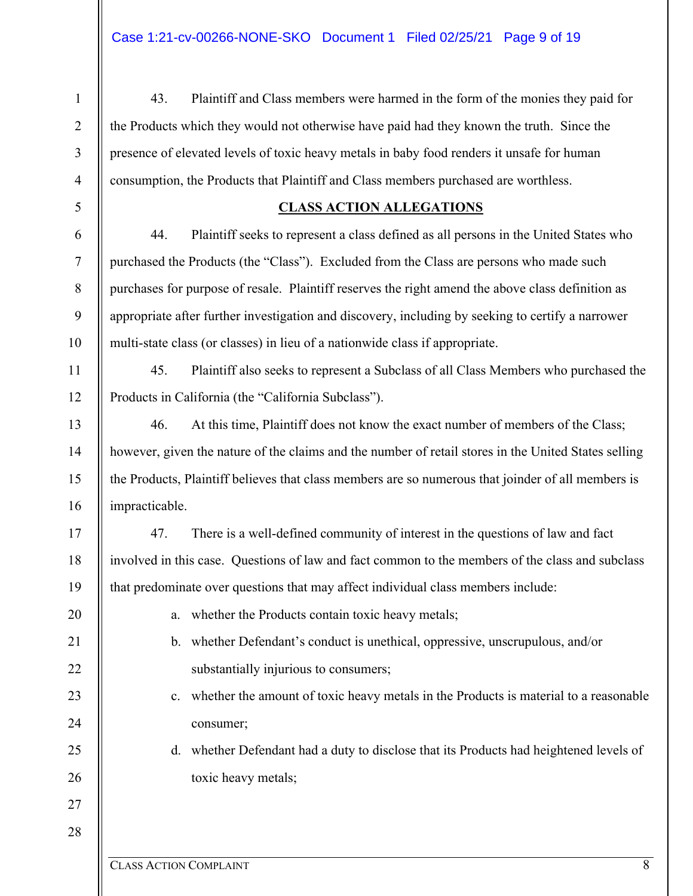43. Plaintiff and Class members were harmed in the form of the monies they paid for the Products which they would not otherwise have paid had they known the truth. Since the presence of elevated levels of toxic heavy metals in baby food renders it unsafe for human consumption, the Products that Plaintiff and Class members purchased are worthless.

## CLASS ACTION ALLEGATIONS

44. Plaintiff seeks to represent a class defined as all persons in the United States who purchased the Products (the "Class"). Excluded from the Class are persons who made such purchases for purpose of resale. Plaintiff reserves the right amend the above class definition as appropriate after further investigation and discovery, including by seeking to certify a narrower multi-state class (or classes) in lieu of a nationwide class if appropriate.

45. Plaintiff also seeks to represent a Subclass of all Class Members who purchased the Products in California (the "California Subclass").

46. At this time, Plaintiff does not know the exact number of members of the Class; however, given the nature of the claims and the number of retail stores in the United States selling the Products, Plaintiff believes that class members are so numerous that joinder of all members is impracticable.

47. There is a well-defined community of interest in the questions of law and fact involved in this case. Questions of law and fact common to the members of the class and subclass that predominate over questions that may affect individual class members include:

a. whether the Products contain toxic heavy metals;

b. whether Defendant's conduct is unethical, oppressive, unscrupulous, and/or substantially injurious to consumers;

c. whether the amount of toxic heavy metals in the Products is material to a reasonable consumer;

d. whether Defendant had a duty to disclose that its Products had heightened levels of toxic heavy metals;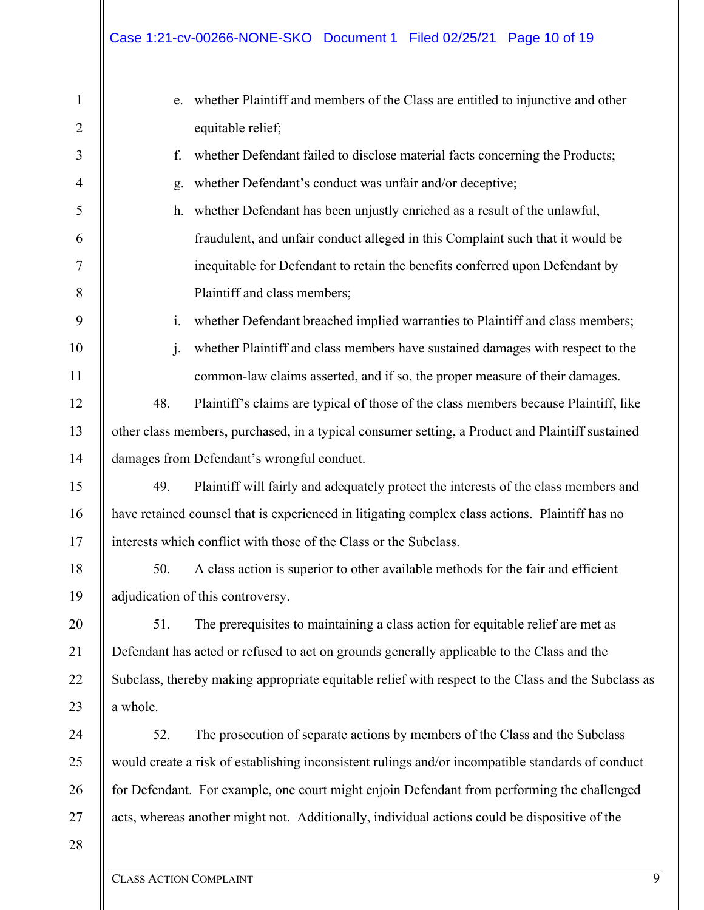e. whether Plaintiff and members of the Class are entitled to injunctive and other equitable relief;

f. whether Defendant failed to disclose material facts concerning the Products;

g. whether Defendant's conduct was unfair and/or deceptive;

h. whether Defendant has been unjustly enriched as a result of the unlawful, fraudulent, and unfair conduct alleged in this Complaint such that it would be inequitable for Defendant to retain the benefits conferred upon Defendant by Plaintiff and class members;

i. whether Defendant breached implied warranties to Plaintiff and class members;

j. whether Plaintiff and class members have sustained damages with respect to the common-law claims asserted, and if so, the proper measure of their damages.

48. Plaintiff's claims are typical of those of the class members because Plaintiff, like other class members, purchased, in a typical consumer setting, a Product and Plaintiff sustained damages from Defendant's wrongful conduct.

49. Plaintiff will fairly and adequately protect the interests of the class members and have retained counsel that is experienced in litigating complex class actions. Plaintiff has no interests which conflict with those of the Class or the Subclass.

50. A class action is superior to other available methods for the fair and efficient adjudication of this controversy.

51. The prerequisites to maintaining a class action for equitable relief are met as Defendant has acted or refused to act on grounds generally applicable to the Class and the Subclass, thereby making appropriate equitable relief with respect to the Class and the Subclass as a whole.

52. The prosecution of separate actions by members of the Class and the Subclass would create a risk of establishing inconsistent rulings and/or incompatible standards of conduct for Defendant. For example, one court might enjoin Defendant from performing the challenged acts, whereas another might not. Additionally, individual actions could be dispositive of the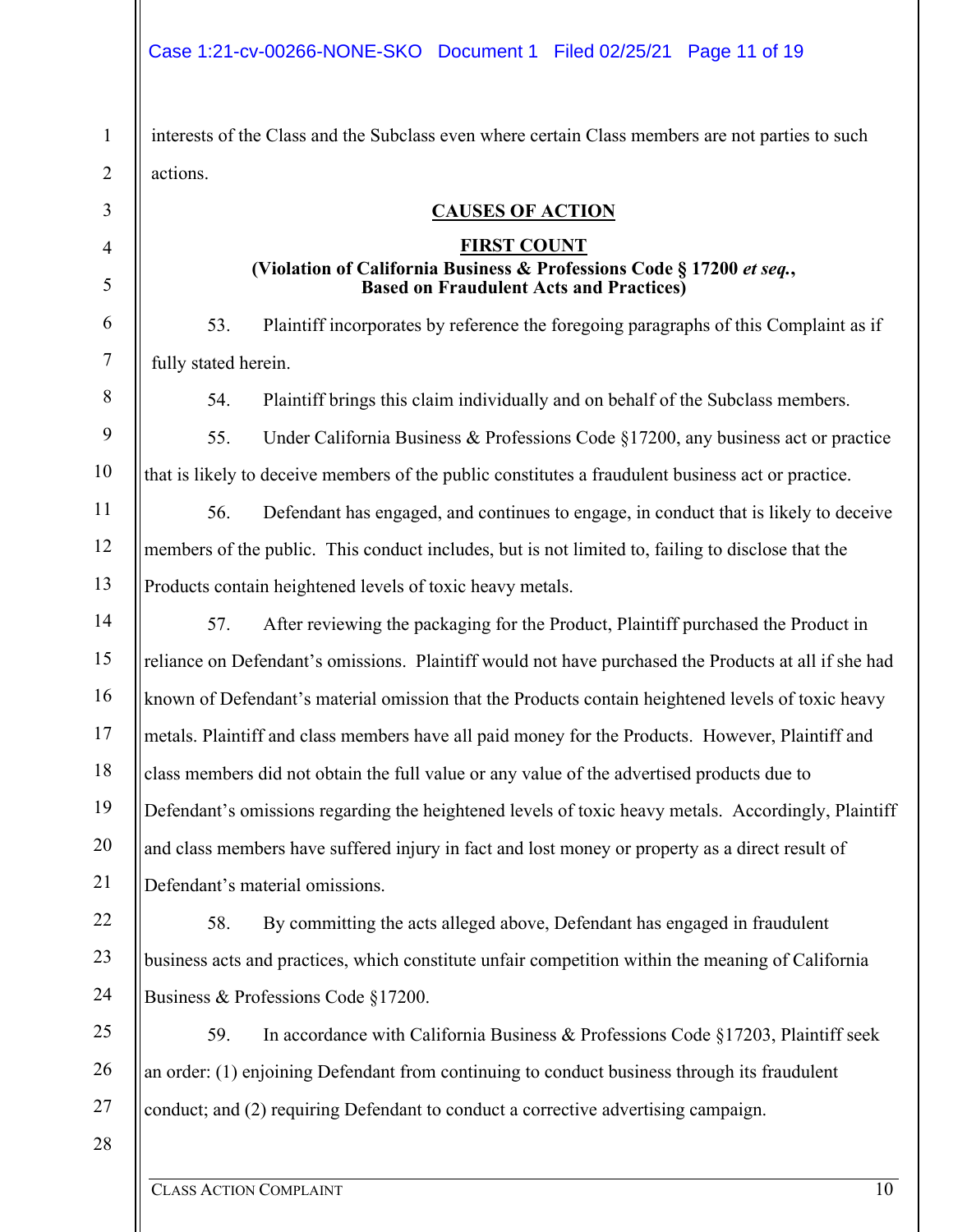interests of the Class and the Subclass even where certain Class members are not parties to such actions.

## CAUSES OF ACTION

### FIRST COUNT

**(Violation of California Business & Professions Code § 17200 *et seq.*, Based on Fraudulent Acts and Practices)**

53. Plaintiff incorporates by reference the foregoing paragraphs of this Complaint as if fully stated herein.

54. Plaintiff brings this claim individually and on behalf of the Subclass members.

55. Under California Business & Professions Code §17200, any business act or practice that is likely to deceive members of the public constitutes a fraudulent business act or practice.

56. Defendant has engaged, and continues to engage, in conduct that is likely to deceive members of the public. This conduct includes, but is not limited to, failing to disclose that the Products contain heightened levels of toxic heavy metals.

57. After reviewing the packaging for the Product, Plaintiff purchased the Product in reliance on Defendant's omissions. Plaintiff would not have purchased the Products at all if she had known of Defendant's material omission that the Products contain heightened levels of toxic heavy metals. Plaintiff and class members have all paid money for the Products. However, Plaintiff and class members did not obtain the full value or any value of the advertised products due to Defendant's omissions regarding the heightened levels of toxic heavy metals. Accordingly, Plaintiff and class members have suffered injury in fact and lost money or property as a direct result of Defendant's material omissions.

58. By committing the acts alleged above, Defendant has engaged in fraudulent business acts and practices, which constitute unfair competition within the meaning of California Business & Professions Code §17200.

59. In accordance with California Business & Professions Code §17203, Plaintiff seek an order: (1) enjoining Defendant from continuing to conduct business through its fraudulent conduct; and (2) requiring Defendant to conduct a corrective advertising campaign.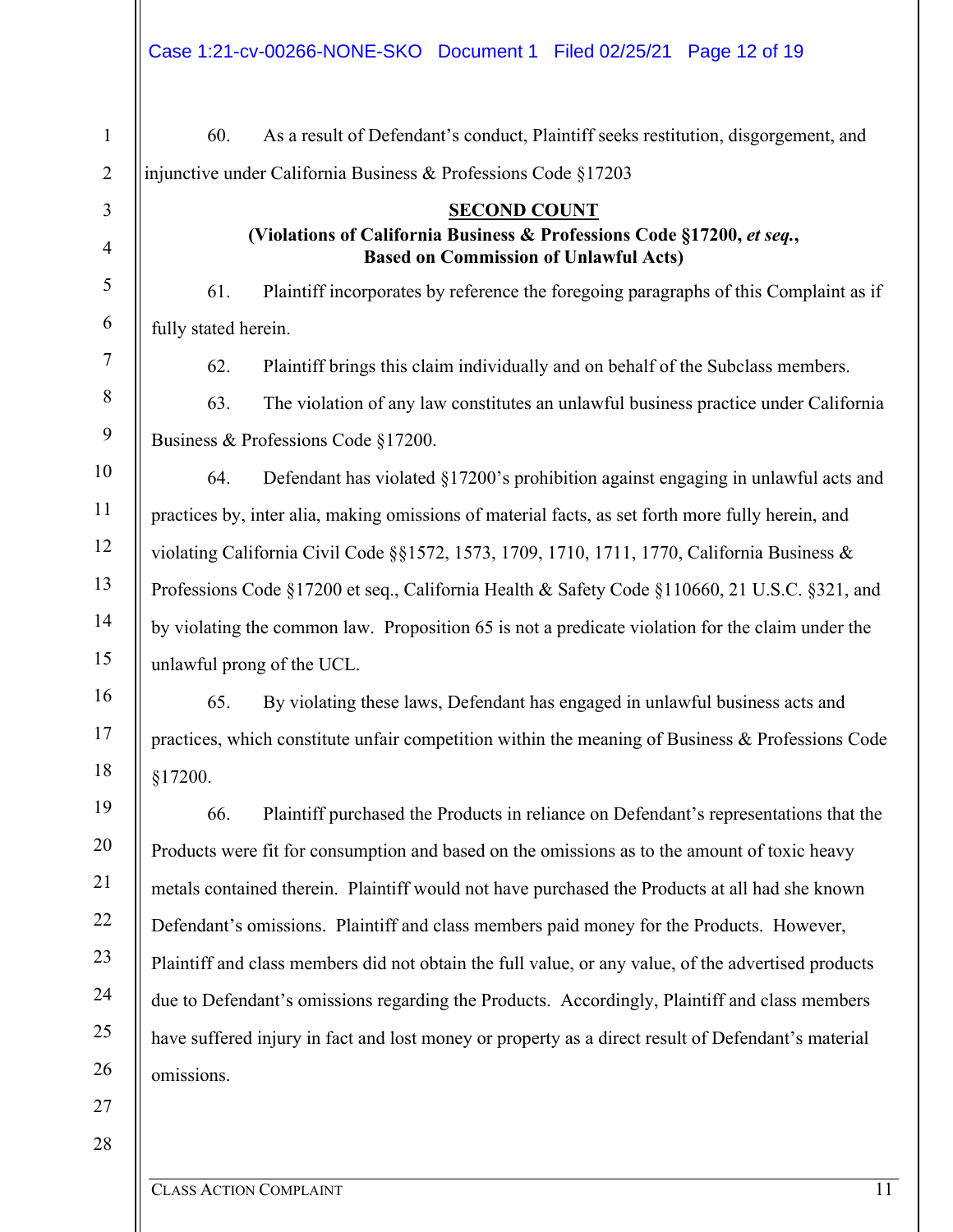60. As a result of Defendant's conduct, Plaintiff seeks restitution, disgorgement, and injunctive under California Business & Professions Code §17203

**SECOND COUNT**

**(Violations of California Business & Professions Code §17200, *et seq.*, Based on Commission of Unlawful Acts)**

61. Plaintiff incorporates by reference the foregoing paragraphs of this Complaint as if fully stated herein.

62. Plaintiff brings this claim individually and on behalf of the Subclass members.

63. The violation of any law constitutes an unlawful business practice under California Business & Professions Code §17200.

64. Defendant has violated §17200's prohibition against engaging in unlawful acts and practices by, inter alia, making omissions of material facts, as set forth more fully herein, and violating California Civil Code §§1572, 1573, 1709, 1710, 1711, 1770, California Business & Professions Code §17200 et seq., California Health & Safety Code §110660, 21 U.S.C. §321, and by violating the common law. Proposition 65 is not a predicate violation for the claim under the unlawful prong of the UCL.

65. By violating these laws, Defendant has engaged in unlawful business acts and practices, which constitute unfair competition within the meaning of Business & Professions Code §17200.

66. Plaintiff purchased the Products in reliance on Defendant's representations that the Products were fit for consumption and based on the omissions as to the amount of toxic heavy metals contained therein. Plaintiff would not have purchased the Products at all had she known Defendant's omissions. Plaintiff and class members paid money for the Products. However, Plaintiff and class members did not obtain the full value, or any value, of the advertised products due to Defendant's omissions regarding the Products. Accordingly, Plaintiff and class members have suffered injury in fact and lost money or property as a direct result of Defendant's material omissions.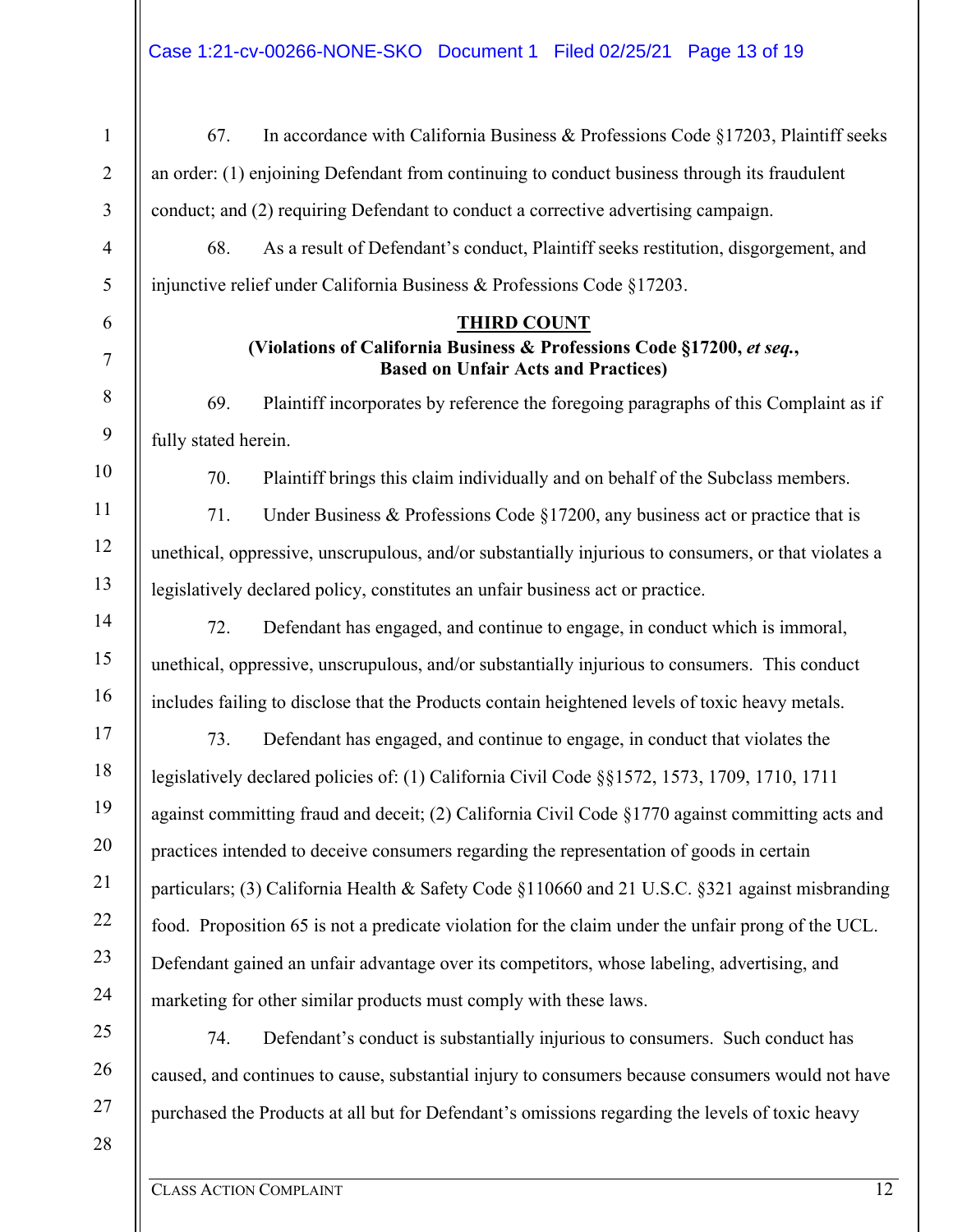67. In accordance with California Business & Professions Code §17203, Plaintiff seeks an order: (1) enjoining Defendant from continuing to conduct business through its fraudulent conduct; and (2) requiring Defendant to conduct a corrective advertising campaign.

68. As a result of Defendant's conduct, Plaintiff seeks restitution, disgorgement, and injunctive relief under California Business & Professions Code §17203.

**THIRD COUNT**

**(Violations of California Business & Professions Code §17200, *et seq.*, Based on Unfair Acts and Practices)**

69. Plaintiff incorporates by reference the foregoing paragraphs of this Complaint as if fully stated herein.

70. Plaintiff brings this claim individually and on behalf of the Subclass members.

71. Under Business & Professions Code §17200, any business act or practice that is unethical, oppressive, unscrupulous, and/or substantially injurious to consumers, or that violates a legislatively declared policy, constitutes an unfair business act or practice.

72. Defendant has engaged, and continue to engage, in conduct which is immoral, unethical, oppressive, unscrupulous, and/or substantially injurious to consumers. This conduct includes failing to disclose that the Products contain heightened levels of toxic heavy metals.

73. Defendant has engaged, and continue to engage, in conduct that violates the legislatively declared policies of: (1) California Civil Code §§1572, 1573, 1709, 1710, 1711 against committing fraud and deceit; (2) California Civil Code §1770 against committing acts and practices intended to deceive consumers regarding the representation of goods in certain particulars; (3) California Health & Safety Code §110660 and 21 U.S.C. §321 against misbranding food. Proposition 65 is not a predicate violation for the claim under the unfair prong of the UCL. Defendant gained an unfair advantage over its competitors, whose labeling, advertising, and marketing for other similar products must comply with these laws.

74. Defendant's conduct is substantially injurious to consumers. Such conduct has caused, and continues to cause, substantial injury to consumers because consumers would not have purchased the Products at all but for Defendant's omissions regarding the levels of toxic heavy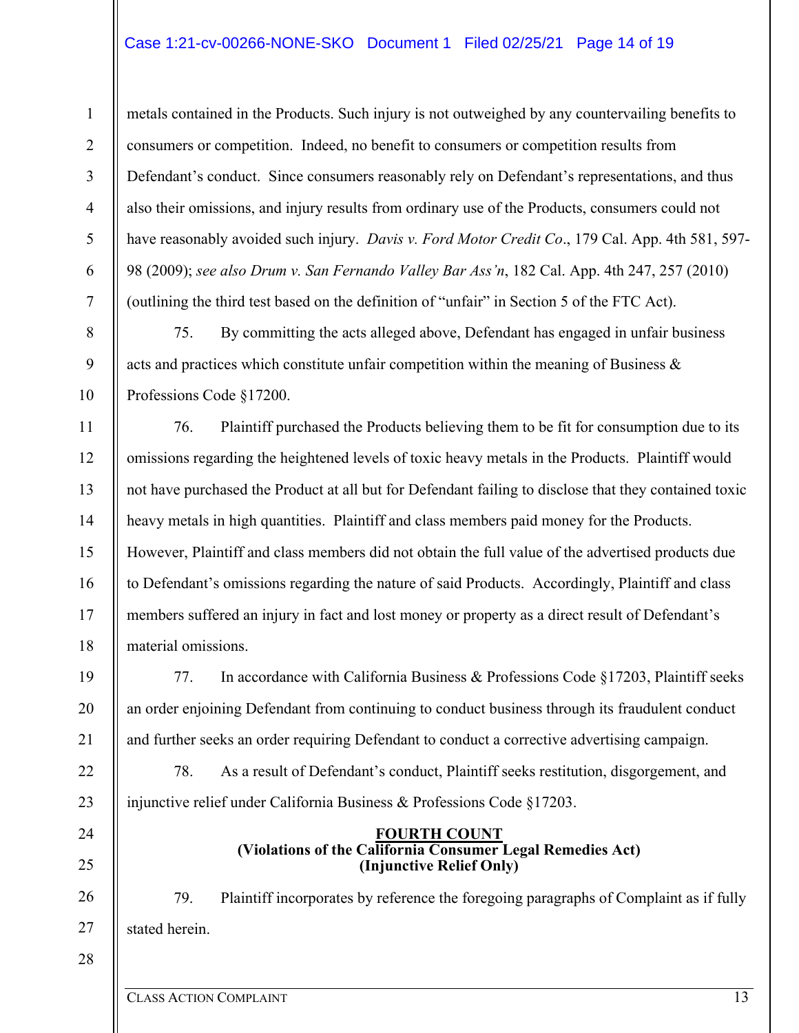metals contained in the Products. Such injury is not outweighed by any countervailing benefits to consumers or competition. Indeed, no benefit to consumers or competition results from Defendant's conduct. Since consumers reasonably rely on Defendant's representations, and thus also their omissions, and injury results from ordinary use of the Products, consumers could not have reasonably avoided such injury. *Davis v. Ford Motor Credit Co*., 179 Cal. App. 4th 581, 597-98 (2009); *see also Drum v. San Fernando Valley Bar Ass'n*, 182 Cal. App. 4th 247, 257 (2010) (outlining the third test based on the definition of "unfair" in Section 5 of the FTC Act).

75. By committing the acts alleged above, Defendant has engaged in unfair business acts and practices which constitute unfair competition within the meaning of Business & Professions Code §17200.

76. Plaintiff purchased the Products believing them to be fit for consumption due to its omissions regarding the heightened levels of toxic heavy metals in the Products. Plaintiff would not have purchased the Product at all but for Defendant failing to disclose that they contained toxic heavy metals in high quantities. Plaintiff and class members paid money for the Products. However, Plaintiff and class members did not obtain the full value of the advertised products due to Defendant's omissions regarding the nature of said Products. Accordingly, Plaintiff and class members suffered an injury in fact and lost money or property as a direct result of Defendant's material omissions.

77. In accordance with California Business & Professions Code §17203, Plaintiff seeks an order enjoining Defendant from continuing to conduct business through its fraudulent conduct and further seeks an order requiring Defendant to conduct a corrective advertising campaign.

78. As a result of Defendant's conduct, Plaintiff seeks restitution, disgorgement, and injunctive relief under California Business & Professions Code §17203.

**FOURTH COUNT**
**(Violations of the California Consumer Legal Remedies Act)**
**(Injunctive Relief Only)**

79. Plaintiff incorporates by reference the foregoing paragraphs of Complaint as if fully stated herein.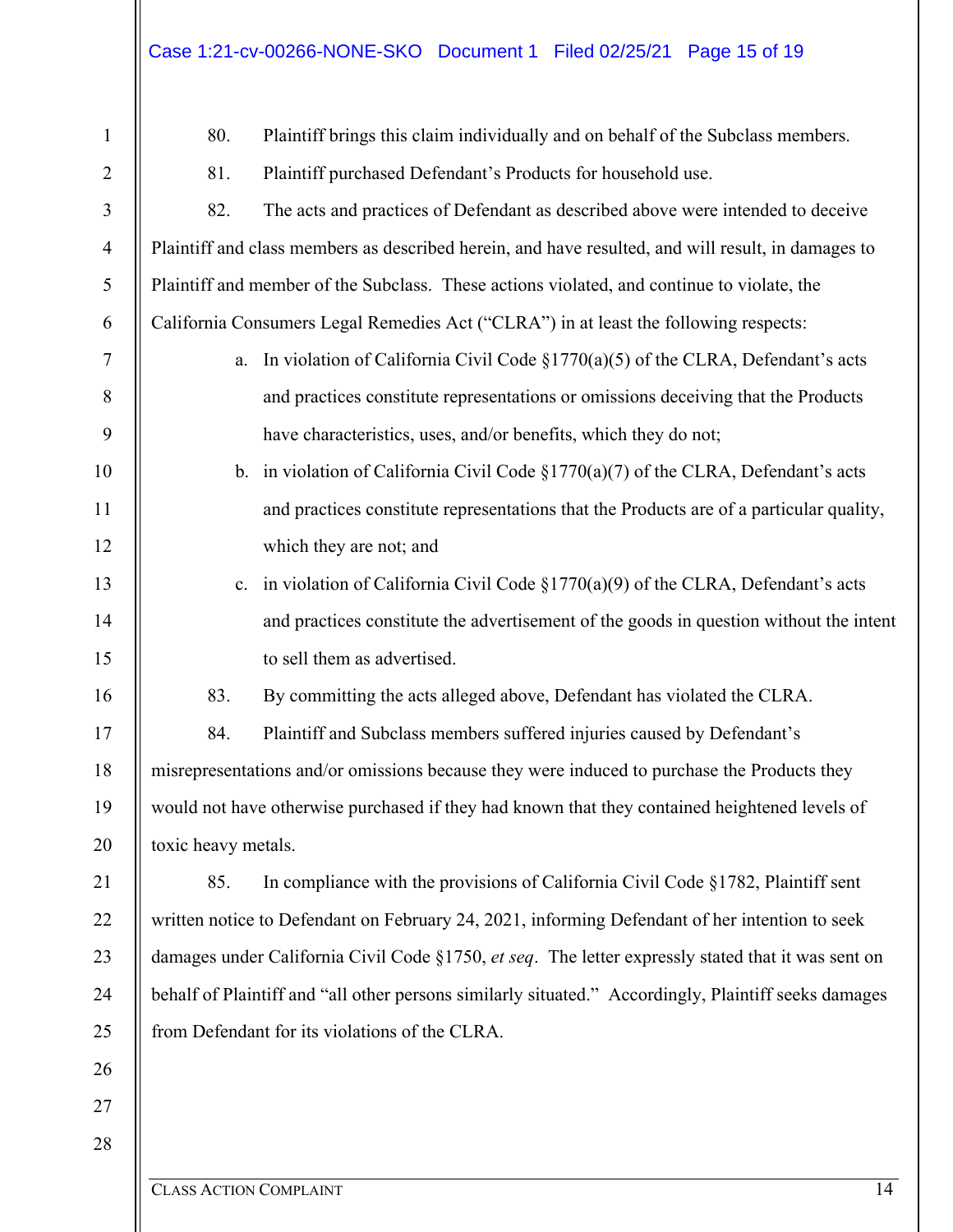80. Plaintiff brings this claim individually and on behalf of the Subclass members.

81. Plaintiff purchased Defendant's Products for household use.

82. The acts and practices of Defendant as described above were intended to deceive Plaintiff and class members as described herein, and have resulted, and will result, in damages to Plaintiff and member of the Subclass. These actions violated, and continue to violate, the California Consumers Legal Remedies Act ("CLRA") in at least the following respects:

a. In violation of California Civil Code §1770(a)(5) of the CLRA, Defendant's acts and practices constitute representations or omissions deceiving that the Products have characteristics, uses, and/or benefits, which they do not;

b. in violation of California Civil Code §1770(a)(7) of the CLRA, Defendant's acts and practices constitute representations that the Products are of a particular quality, which they are not; and

c. in violation of California Civil Code §1770(a)(9) of the CLRA, Defendant's acts and practices constitute the advertisement of the goods in question without the intent to sell them as advertised.

83. By committing the acts alleged above, Defendant has violated the CLRA.

84. Plaintiff and Subclass members suffered injuries caused by Defendant's misrepresentations and/or omissions because they were induced to purchase the Products they would not have otherwise purchased if they had known that they contained heightened levels of toxic heavy metals.

85. In compliance with the provisions of California Civil Code §1782, Plaintiff sent written notice to Defendant on February 24, 2021, informing Defendant of her intention to seek damages under California Civil Code §1750, *et seq*. The letter expressly stated that it was sent on behalf of Plaintiff and "all other persons similarly situated." Accordingly, Plaintiff seeks damages from Defendant for its violations of the CLRA.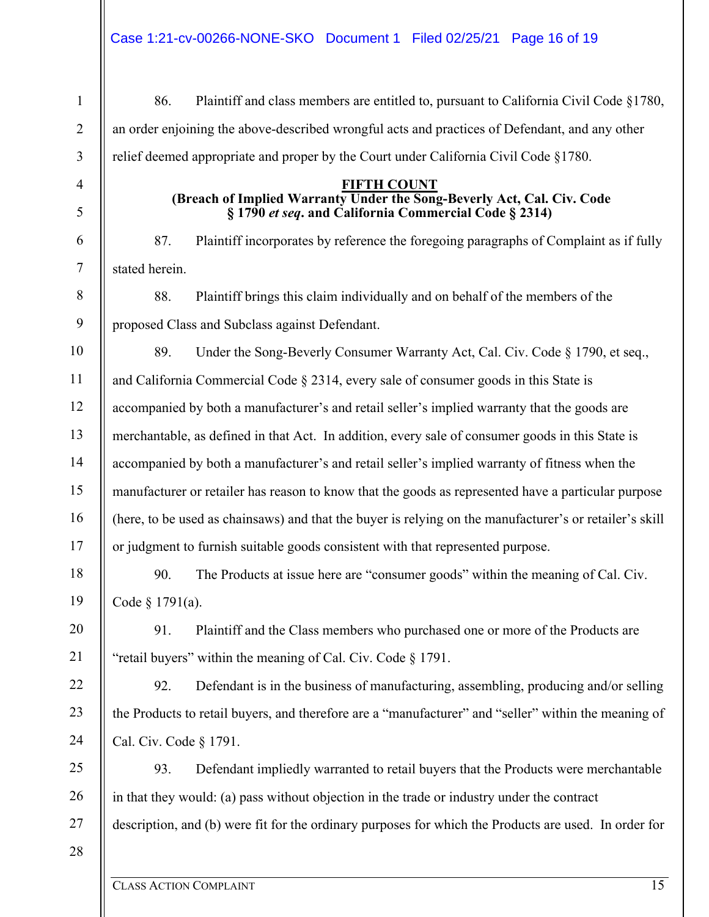86. Plaintiff and class members are entitled to, pursuant to California Civil Code §1780, an order enjoining the above-described wrongful acts and practices of Defendant, and any other relief deemed appropriate and proper by the Court under California Civil Code §1780.

**FIFTH COUNT**

**(Breach of Implied Warranty Under the Song-Beverly Act, Cal. Civ. Code § 1790 *et seq*. and California Commercial Code § 2314)**

87. Plaintiff incorporates by reference the foregoing paragraphs of Complaint as if fully stated herein.

88. Plaintiff brings this claim individually and on behalf of the members of the proposed Class and Subclass against Defendant.

89. Under the Song-Beverly Consumer Warranty Act, Cal. Civ. Code § 1790, et seq., and California Commercial Code § 2314, every sale of consumer goods in this State is accompanied by both a manufacturer's and retail seller's implied warranty that the goods are merchantable, as defined in that Act. In addition, every sale of consumer goods in this State is accompanied by both a manufacturer's and retail seller's implied warranty of fitness when the manufacturer or retailer has reason to know that the goods as represented have a particular purpose (here, to be used as chainsaws) and that the buyer is relying on the manufacturer's or retailer's skill or judgment to furnish suitable goods consistent with that represented purpose.

90. The Products at issue here are "consumer goods" within the meaning of Cal. Civ. Code § 1791(a).

91. Plaintiff and the Class members who purchased one or more of the Products are "retail buyers" within the meaning of Cal. Civ. Code § 1791.

92. Defendant is in the business of manufacturing, assembling, producing and/or selling the Products to retail buyers, and therefore are a "manufacturer" and "seller" within the meaning of Cal. Civ. Code § 1791.

93. Defendant impliedly warranted to retail buyers that the Products were merchantable in that they would: (a) pass without objection in the trade or industry under the contract description, and (b) were fit for the ordinary purposes for which the Products are used. In order for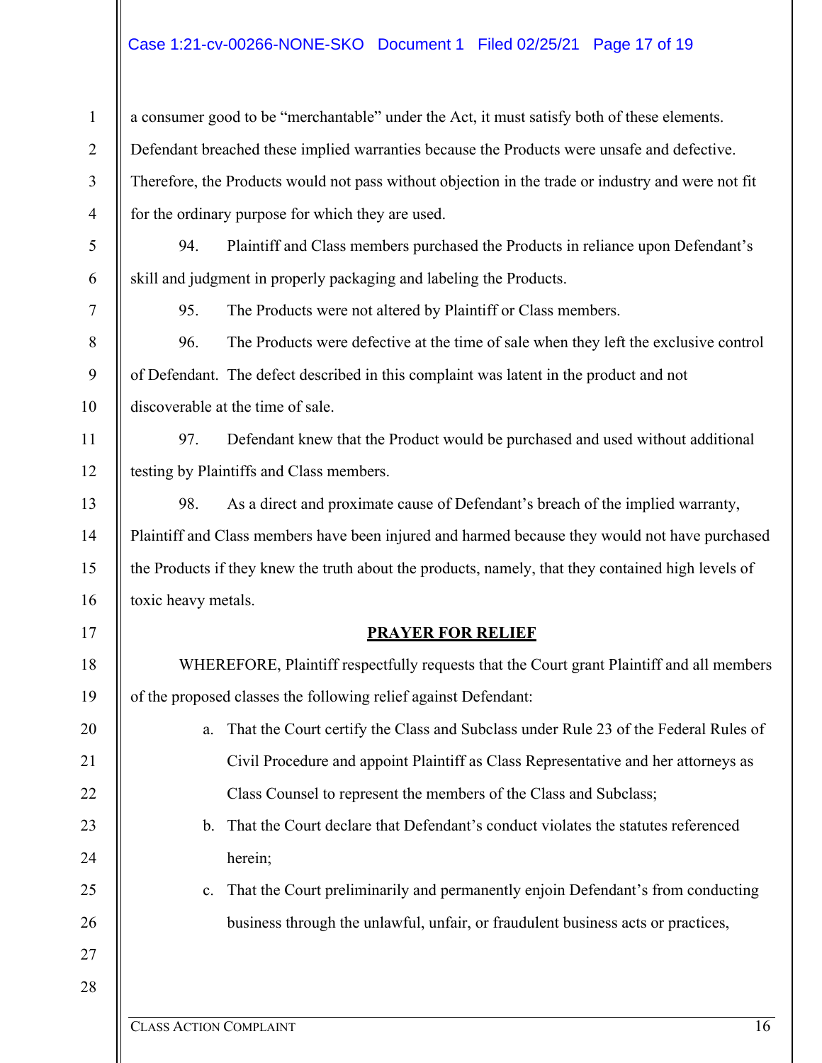a consumer good to be "merchantable" under the Act, it must satisfy both of these elements. Defendant breached these implied warranties because the Products were unsafe and defective. Therefore, the Products would not pass without objection in the trade or industry and were not fit for the ordinary purpose for which they are used.

94. Plaintiff and Class members purchased the Products in reliance upon Defendant's skill and judgment in properly packaging and labeling the Products.

95. The Products were not altered by Plaintiff or Class members.

96. The Products were defective at the time of sale when they left the exclusive control of Defendant. The defect described in this complaint was latent in the product and not discoverable at the time of sale.

97. Defendant knew that the Product would be purchased and used without additional testing by Plaintiffs and Class members.

98. As a direct and proximate cause of Defendant's breach of the implied warranty, Plaintiff and Class members have been injured and harmed because they would not have purchased the Products if they knew the truth about the products, namely, that they contained high levels of toxic heavy metals.

**PRAYER FOR RELIEF**

WHEREFORE, Plaintiff respectfully requests that the Court grant Plaintiff and all members of the proposed classes the following relief against Defendant:

a. That the Court certify the Class and Subclass under Rule 23 of the Federal Rules of Civil Procedure and appoint Plaintiff as Class Representative and her attorneys as Class Counsel to represent the members of the Class and Subclass;

b. That the Court declare that Defendant's conduct violates the statutes referenced herein;

c. That the Court preliminarily and permanently enjoin Defendant's from conducting business through the unlawful, unfair, or fraudulent business acts or practices,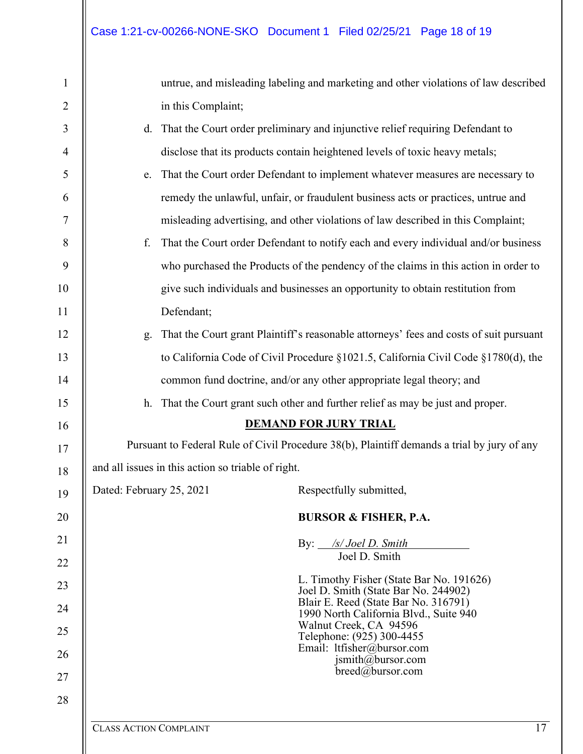untrue, and misleading labeling and marketing and other violations of law described in this Complaint;

d. That the Court order preliminary and injunctive relief requiring Defendant to disclose that its products contain heightened levels of toxic heavy metals;

e. That the Court order Defendant to implement whatever measures are necessary to remedy the unlawful, unfair, or fraudulent business acts or practices, untrue and misleading advertising, and other violations of law described in this Complaint;

f. That the Court order Defendant to notify each and every individual and/or business who purchased the Products of the pendency of the claims in this action in order to give such individuals and businesses an opportunity to obtain restitution from Defendant;

g. That the Court grant Plaintiff's reasonable attorneys' fees and costs of suit pursuant to California Code of Civil Procedure §1021.5, California Civil Code §1780(d), the common fund doctrine, and/or any other appropriate legal theory; and

h. That the Court grant such other and further relief as may be just and proper.

**DEMAND FOR JURY TRIAL**

Pursuant to Federal Rule of Civil Procedure 38(b), Plaintiff demands a trial by jury of any and all issues in this action so triable of right.

Dated: February 25, 2021

Respectfully submitted,

**BURSOR & FISHER, P.A.**

By: */s/ Joel D. Smith*
Joel D. Smith

L. Timothy Fisher (State Bar No. 191626)
Joel D. Smith (State Bar No. 244902)
Blair E. Reed (State Bar No. 316791)
1990 North California Blvd., Suite 940
Walnut Creek, CA 94596
Telephone: (925) 300-4455
Email: ltfisher@bursor.com
jsmith@bursor.com
breed@bursor.com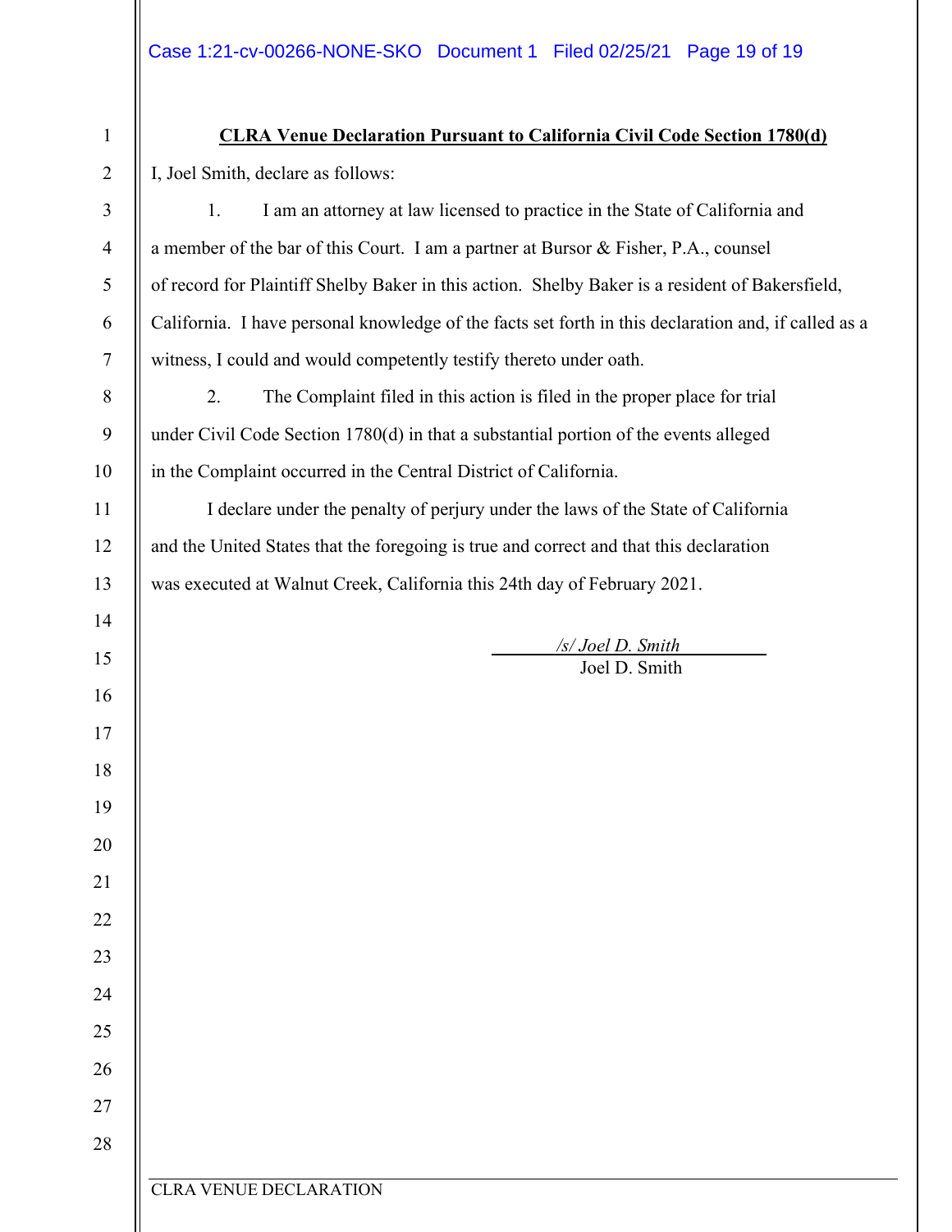**CLRA Venue Declaration Pursuant to California Civil Code Section 1780(d)**

I, Joel Smith, declare as follows:

1. I am an attorney at law licensed to practice in the State of California and a member of the bar of this Court. I am a partner at Bursor & Fisher, P.A., counsel of record for Plaintiff Shelby Baker in this action. Shelby Baker is a resident of Bakersfield, California. I have personal knowledge of the facts set forth in this declaration and, if called as a witness, I could and would competently testify thereto under oath.

2. The Complaint filed in this action is filed in the proper place for trial under Civil Code Section 1780(d) in that a substantial portion of the events alleged in the Complaint occurred in the Central District of California.

I declare under the penalty of perjury under the laws of the State of California and the United States that the foregoing is true and correct and that this declaration was executed at Walnut Creek, California this 24th day of February 2021.

*/s/ Joel D. Smith*
Joel D. Smith

CLRA VENUE DECLARATION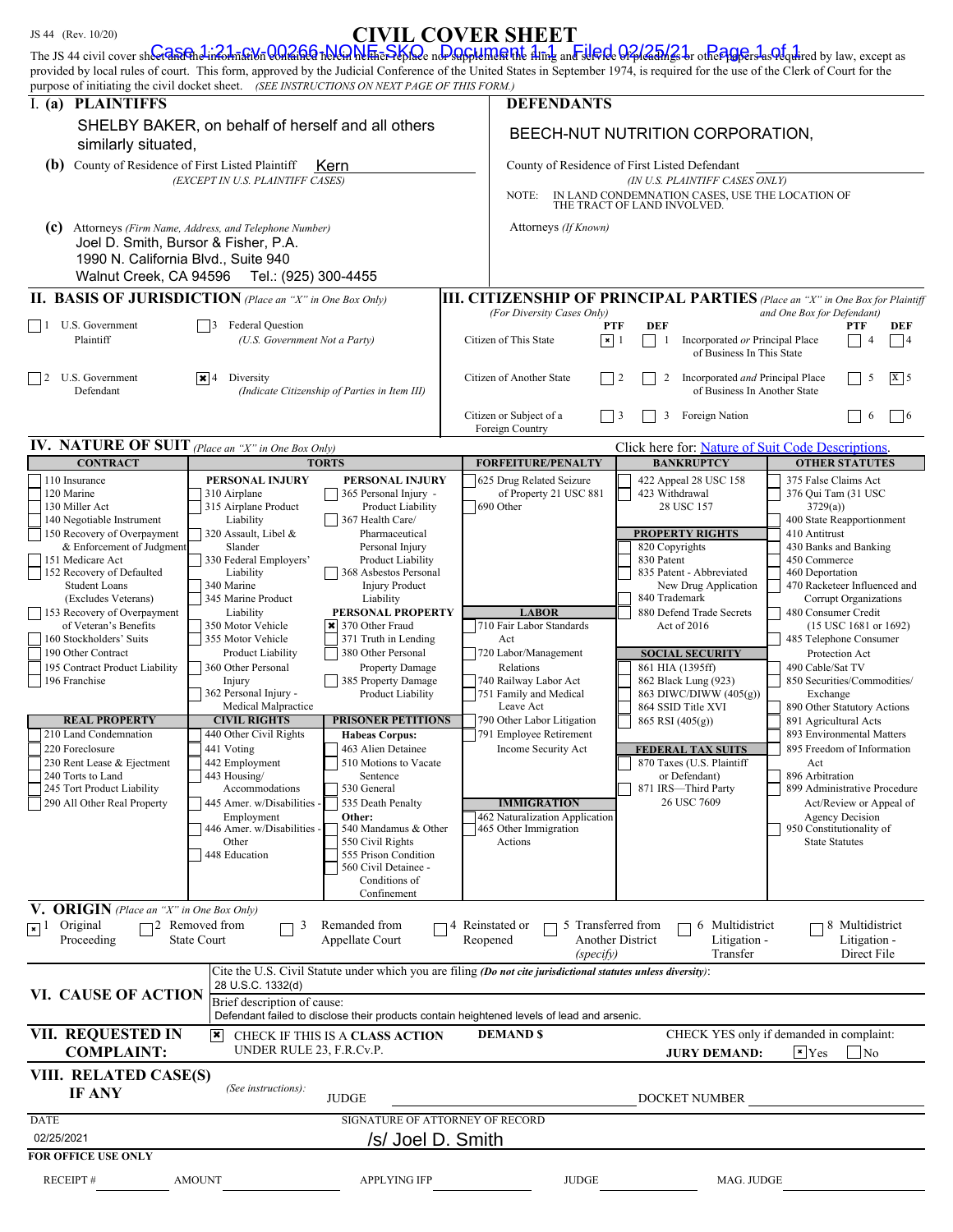JS 44 (Rev. 10/20)

# CIVIL COVER SHEET

The JS 44 civil cover sheet and the information contained herein neither replace nor supplement the filing and service of pleadings or other papers as required by law, except as provided by local rules of court. This form, approved by the Judicial Conference of the United States in September 1974, is required for the use of the Clerk of Court for the purpose of initiating the civil docket sheet. *(SEE INSTRUCTIONS ON NEXT PAGE OF THIS FORM.)*

## I. (a) PLAINTIFFS

SHELBY BAKER, on behalf of herself and all others similarly situated,

**(b)** County of Residence of First Listed Plaintiff: Kern
*(EXCEPT IN U.S. PLAINTIFF CASES)*

**(c)** Attorneys *(Firm Name, Address, and Telephone Number)*
Joel D. Smith, Bursor & Fisher, P.A.
1990 N. California Blvd., Suite 940
Walnut Creek, CA 94596 Tel.: (925) 300-4455

## DEFENDANTS

BEECH-NUT NUTRITION CORPORATION,

County of Residence of First Listed Defendant
*(IN U.S. PLAINTIFF CASES ONLY)*

NOTE: IN LAND CONDEMNATION CASES, USE THE LOCATION OF THE TRACT OF LAND INVOLVED.

Attorneys *(If Known)*

## II. BASIS OF JURISDICTION *(Place an "X" in One Box Only)*

- ☐ 1 U.S. Government Plaintiff
- ☐ 3 Federal Question (U.S. Government Not a Party)
- ☐ 2 U.S. Government Defendant
- ☒ 4 Diversity (Indicate Citizenship of Parties in Item III)

## III. CITIZENSHIP OF PRINCIPAL PARTIES *(Place an "X" in One Box for Plaintiff and One Box for Defendant)* *(For Diversity Cases Only)*

| | PTF | DEF | | PTF | DEF |
|---|---|---|---|---|---|
| Citizen of This State | ☒ 1 | ☐ 1 | Incorporated *or* Principal Place of Business In This State | ☐ 4 | ☐ 4 |
| Citizen of Another State | ☐ 2 | ☐ 2 | Incorporated *and* Principal Place of Business In Another State | ☐ 5 | ☒ 5 |
| Citizen or Subject of a Foreign Country | ☐ 3 | ☐ 3 | Foreign Nation | ☐ 6 | ☐ 6 |

## IV. NATURE OF SUIT *(Place an "X" in One Box Only)*

Click here for: Nature of Suit Code Descriptions.

Selected: ☒ 370 Other Fraud (Torts – Personal Property)

**CONTRACT:** 110 Insurance; 120 Marine; 130 Miller Act; 140 Negotiable Instrument; 150 Recovery of Overpayment & Enforcement of Judgment; 151 Medicare Act; 152 Recovery of Defaulted Student Loans (Excludes Veterans); 153 Recovery of Overpayment of Veteran's Benefits; 160 Stockholders' Suits; 190 Other Contract; 195 Contract Product Liability; 196 Franchise

**REAL PROPERTY:** 210 Land Condemnation; 220 Foreclosure; 230 Rent Lease & Ejectment; 240 Torts to Land; 245 Tort Product Liability; 290 All Other Real Property

**TORTS – PERSONAL INJURY:** 310 Airplane; 315 Airplane Product Liability; 320 Assault, Libel & Slander; 330 Federal Employers' Liability; 340 Marine; 345 Marine Product Liability; 350 Motor Vehicle; 355 Motor Vehicle Product Liability; 360 Other Personal Injury; 362 Personal Injury - Medical Malpractice; 365 Personal Injury - Product Liability; 367 Health Care/ Pharmaceutical Personal Injury Product Liability; 368 Asbestos Personal Injury Product Liability

**PERSONAL PROPERTY:** ☒ 370 Other Fraud; 371 Truth in Lending; 380 Other Personal Property Damage; 385 Property Damage Product Liability

**CIVIL RIGHTS:** 440 Other Civil Rights; 441 Voting; 442 Employment; 443 Housing/ Accommodations; 445 Amer. w/Disabilities - Employment; 446 Amer. w/Disabilities - Other; 448 Education

**PRISONER PETITIONS:** Habeas Corpus: 463 Alien Detainee; 510 Motions to Vacate Sentence; 530 General; 535 Death Penalty; Other: 540 Mandamus & Other; 550 Civil Rights; 555 Prison Condition; 560 Civil Detainee - Conditions of Confinement

**FORFEITURE/PENALTY:** 625 Drug Related Seizure of Property 21 USC 881; 690 Other

**LABOR:** 710 Fair Labor Standards Act; 720 Labor/Management Relations; 740 Railway Labor Act; 751 Family and Medical Leave Act; 790 Other Labor Litigation; 791 Employee Retirement Income Security Act

**IMMIGRATION:** 462 Naturalization Application; 465 Other Immigration Actions

**BANKRUPTCY:** 422 Appeal 28 USC 158; 423 Withdrawal 28 USC 157

**PROPERTY RIGHTS:** 820 Copyrights; 830 Patent; 835 Patent - Abbreviated New Drug Application; 840 Trademark; 880 Defend Trade Secrets Act of 2016

**SOCIAL SECURITY:** 861 HIA (1395ff); 862 Black Lung (923); 863 DIWC/DIWW (405(g)); 864 SSID Title XVI; 865 RSI (405(g))

**FEDERAL TAX SUITS:** 870 Taxes (U.S. Plaintiff or Defendant); 871 IRS—Third Party 26 USC 7609

**OTHER STATUTES:** 375 False Claims Act; 376 Qui Tam (31 USC 3729(a)); 400 State Reapportionment; 410 Antitrust; 430 Banks and Banking; 450 Commerce; 460 Deportation; 470 Racketeer Influenced and Corrupt Organizations; 480 Consumer Credit (15 USC 1681 or 1692); 485 Telephone Consumer Protection Act; 490 Cable/Sat TV; 850 Securities/Commodities/ Exchange; 890 Other Statutory Actions; 891 Agricultural Acts; 893 Environmental Matters; 895 Freedom of Information Act; 896 Arbitration; 899 Administrative Procedure Act/Review or Appeal of Agency Decision; 950 Constitutionality of State Statutes

## V. ORIGIN *(Place an "X" in One Box Only)*

- ☒ 1 Original Proceeding
- ☐ 2 Removed from State Court
- ☐ 3 Remanded from Appellate Court
- ☐ 4 Reinstated or Reopened
- ☐ 5 Transferred from Another District *(specify)*
- ☐ 6 Multidistrict Litigation - Transfer
- ☐ 8 Multidistrict Litigation - Direct File

## VI. CAUSE OF ACTION

Cite the U.S. Civil Statute under which you are filing *(Do not cite jurisdictional statutes unless diversity)*: 28 U.S.C. 1332(d)

Brief description of cause: Defendant failed to disclose their products contain heightened levels of lead and arsenic.

## VII. REQUESTED IN COMPLAINT:

☒ CHECK IF THIS IS A **CLASS ACTION** UNDER RULE 23, F.R.Cv.P.

DEMAND $

CHECK YES only if demanded in complaint: **JURY DEMAND:** ☒ Yes ☐ No

## VIII. RELATED CASE(S) IF ANY

*(See instructions):* JUDGE DOCKET NUMBER

DATE: 02/25/2021

SIGNATURE OF ATTORNEY OF RECORD: /s/ Joel D. Smith

**FOR OFFICE USE ONLY**

RECEIPT # AMOUNT APPLYING IFP JUDGE MAG. JUDGE